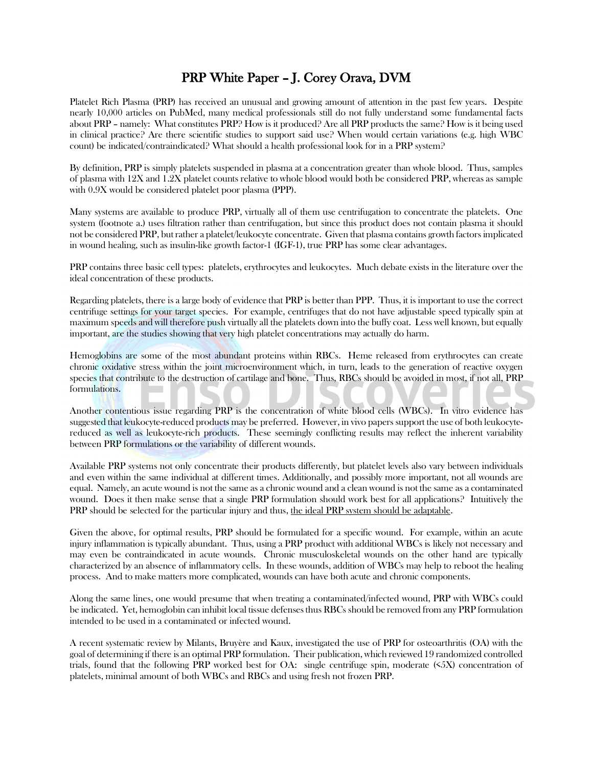# PRP White Paper – J. Corey Orava, DVM

Platelet Rich Plasma (PRP) has received an unusual and growing amount of attention in the past few years. Despite nearly 10,000 articles on PubMed, many medical professionals still do not fully understand some fundamental facts about PRP – namely: What constitutes PRP? How is it produced? Are all PRP products the same? How is it being used in clinical practice? Are there scientific studies to support said use? When would certain variations (e.g. high WBC count) be indicated/contraindicated? What should a health professional look for in a PRP system?

By definition, PRP is simply platelets suspended in plasma at a concentration greater than whole blood. Thus, samples of plasma with 12X and 1.2X platelet counts relative to whole blood would both be considered PRP, whereas as sample with 0.9X would be considered platelet poor plasma (PPP).

Many systems are available to produce PRP, virtually all of them use centrifugation to concentrate the platelets. One system (footnote a.) uses filtration rather than centrifugation, but since this product does not contain plasma it should not be considered PRP, but rather a platelet/leukocyte concentrate. Given that plasma contains growth factors implicated in wound healing, such as insulin-like growth factor-1 (IGF-1), true PRP has some clear advantages.

PRP contains three basic cell types: platelets, erythrocytes and leukocytes. Much debate exists in the literature over the ideal concentration of these products.

Regarding platelets, there is a large body of evidence that PRP is better than PPP. Thus, it is important to use the correct centrifuge settings for your target species. For example, centrifuges that do not have adjustable speed typically spin at maximum speeds and will therefore push virtually all the platelets down into the buffy coat. Less well known, but equally important, are the studies showing that very high platelet concentrations may actually do harm.

Hemoglobins are some of the most abundant proteins within RBCs. Heme released from erythrocytes can create chronic oxidative stress within the joint microenvironment which, in turn, leads to the generation of reactive oxygen species that contribute to the destruction of cartilage and bone. Thus, RBCs should be avoided in most, if not all, PRP formulations.

Another contentious issue regarding PRP is the concentration of white blood cells (WBCs). In vitro evidence has suggested that leukocyte-reduced products may be preferred. However, in vivo papers support the use of both leukocyte-reduced as well as leukocyte-rich products. These seemingly conflicting results may reflect the inherent variability between PRP formulations or the variability of different wounds.

Available PRP systems not only concentrate their products differently, but platelet levels also vary between individuals and even within the same individual at different times. Additionally, and possibly more important, not all wounds are equal. Namely, an acute wound is not the same as a chronic wound and a clean wound is not the same as a contaminated wound. Does it then make sense that a single PRP formulation should work best for all applications? Intuitively the PRP should be selected for the particular injury and thus, <u>the ideal PRP system should be adaptable</u>.

Given the above, for optimal results, PRP should be formulated for a specific wound. For example, within an acute injury inflammation is typically abundant. Thus, using a PRP product with additional WBCs is likely not necessary and may even be contraindicated in acute wounds. Chronic musculoskeletal wounds on the other hand are typically characterized by an absence of inflammatory cells. In these wounds, addition of WBCs may help to reboot the healing process. And to make matters more complicated, wounds can have both acute and chronic components.

Along the same lines, one would presume that when treating a contaminated/infected wound, PRP with WBCs could be indicated. Yet, hemoglobin can inhibit local tissue defenses thus RBCs should be removed from any PRP formulation intended to be used in a contaminated or infected wound.

A recent systematic review by Milants, Bruyère and Kaux, investigated the use of PRP for osteoarthritis (OA) with the goal of determining if there is an optimal PRP formulation. Their publication, which reviewed 19 randomized controlled trials, found that the following PRP worked best for OA: single centrifuge spin, moderate (<5X) concentration of platelets, minimal amount of both WBCs and RBCs and using fresh not frozen PRP.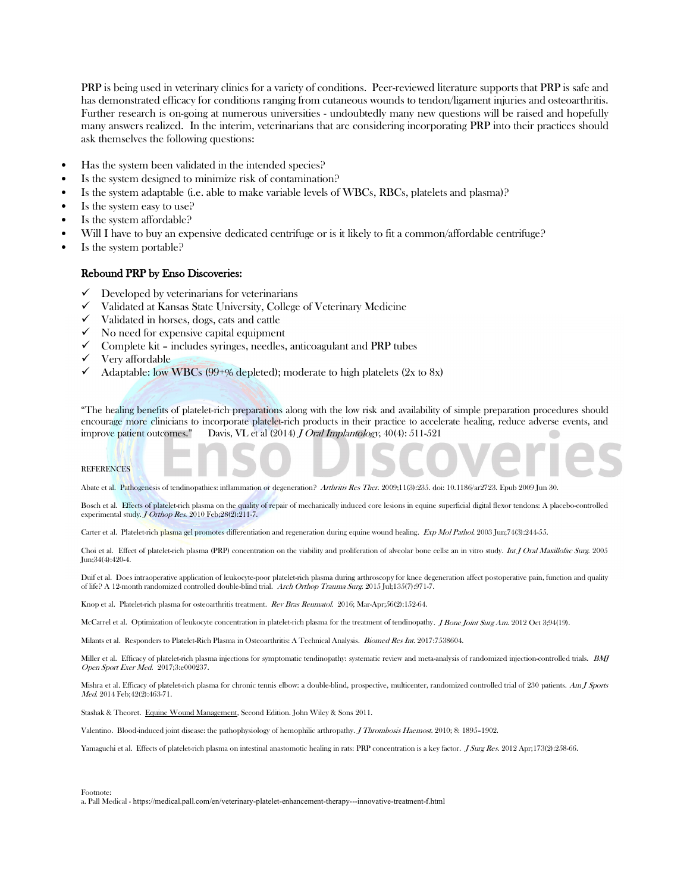PRP is being used in veterinary clinics for a variety of conditions. Peer-reviewed literature supports that PRP is safe and has demonstrated efficacy for conditions ranging from cutaneous wounds to tendon/ligament injuries and osteoarthritis. Further research is on-going at numerous universities - undoubtedly many new questions will be raised and hopefully many answers realized. In the interim, veterinarians that are considering incorporating PRP into their practices should ask themselves the following questions:

- Has the system been validated in the intended species?
- Is the system designed to minimize risk of contamination?
- Is the system adaptable (i.e. able to make variable levels of WBCs, RBCs, platelets and plasma)?
- Is the system easy to use?
- Is the system affordable?
- Will I have to buy an expensive dedicated centrifuge or is it likely to fit a common/affordable centrifuge?
- Is the system portable?

### Rebound PRP by Enso Discoveries:

- ✓ Developed by veterinarians for veterinarians
- ✓ Validated at Kansas State University, College of Veterinary Medicine
- ✓ Validated in horses, dogs, cats and cattle
- ✓ No need for expensive capital equipment
- ✓ Complete kit – includes syringes, needles, anticoagulant and PRP tubes
- ✓ Very affordable
- ✓ Adaptable: low WBCs (99+% depleted); moderate to high platelets (2x to 8x)

"The healing benefits of platelet-rich preparations along with the low risk and availability of simple preparation procedures should encourage more clinicians to incorporate platelet-rich products in their practice to accelerate healing, reduce adverse events, and improve patient outcomes." Davis, VL et al (2014) *J Oral Implantology*, 40(4): 511-521

REFERENCES

Abate et al. Pathogenesis of tendinopathies: inflammation or degeneration? *Arthritis Res Ther.* 2009;11(3):235. doi: 10.1186/ar2723. Epub 2009 Jun 30.

Bosch et al. Effects of platelet-rich plasma on the quality of repair of mechanically induced core lesions in equine superficial digital flexor tendons: A placebo-controlled experimental study. *J Orthop Res.* 2010 Feb;28(2):211-7.

Carter et al. Platelet-rich plasma gel promotes differentiation and regeneration during equine wound healing. *Exp Mol Pathol.* 2003 Jun;74(3):244-55.

Choi et al. Effect of platelet-rich plasma (PRP) concentration on the viability and proliferation of alveolar bone cells: an in vitro study. *Int J Oral Maxillofac Surg.* 2005 Jun;34(4):420-4.

Duif et al. Does intraoperative application of leukocyte-poor platelet-rich plasma during arthroscopy for knee degeneration affect postoperative pain, function and quality of life? A 12-month randomized controlled double-blind trial. *Arch Orthop Trauma Surg.* 2015 Jul;135(7):971-7.

Knop et al. Platelet-rich plasma for osteoarthritis treatment. *Rev Bras Reumatol.* 2016; Mar-Apr;56(2):152-64.

McCarrel et al. Optimization of leukocyte concentration in platelet-rich plasma for the treatment of tendinopathy. *J Bone Joint Surg Am.* 2012 Oct 3;94(19).

Milants et al. Responders to Platelet-Rich Plasma in Osteoarthritis: A Technical Analysis. *Biomed Res Int.* 2017:7538604.

Miller et al. Efficacy of platelet-rich plasma injections for symptomatic tendinopathy: systematic review and meta-analysis of randomized injection-controlled trials. *BMJ Open Sport Exer Med.* 2017;3:e000237.

Mishra et al. Efficacy of platelet-rich plasma for chronic tennis elbow: a double-blind, prospective, multicenter, randomized controlled trial of 230 patients. *Am J Sports Med.* 2014 Feb;42(2):463-71.

Stashak & Theoret. Equine Wound Management, Second Edition. John Wiley & Sons 2011.

Valentino. Blood-induced joint disease: the pathophysiology of hemophilic arthropathy. *J Thrombosis Haemost.* 2010; 8: 1895–1902.

Yamaguchi et al. Effects of platelet-rich plasma on intestinal anastomotic healing in rats: PRP concentration is a key factor. *J Surg Res.* 2012 Apr;173(2):258-66.

Footnote:
a. Pall Medical - https://medical.pall.com/en/veterinary-platelet-enhancement-therapy---innovative-treatment-f.html